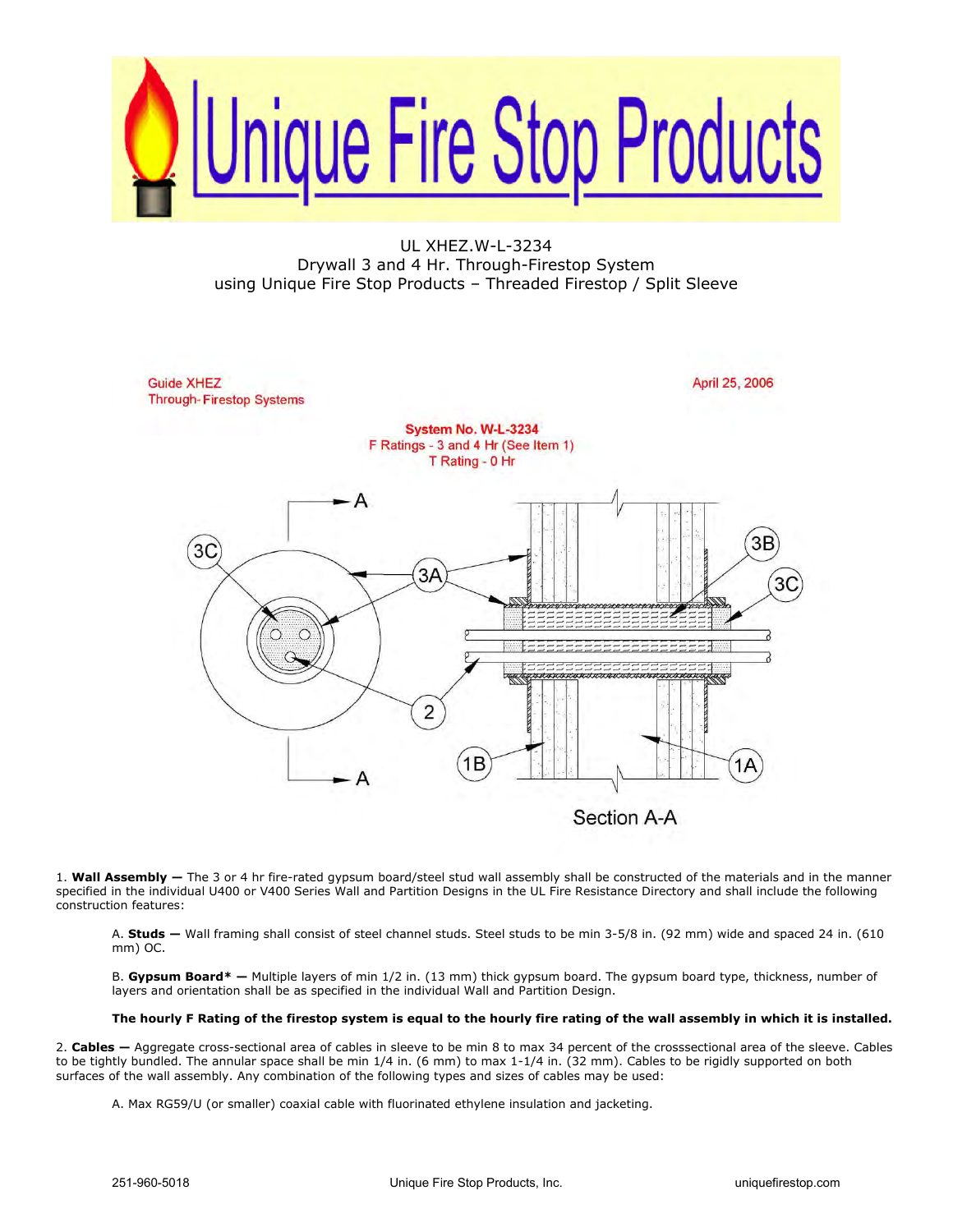# Unique Fire Stop Products

UL XHEZ.W-L-3234
Drywall 3 and 4 Hr. Through-Firestop System
using Unique Fire Stop Products – Threaded Firestop / Split Sleeve

Guide XHEZ
Through-Firestop Systems

April 25, 2006

**System No. W-L-3234**
F Ratings - 3 and 4 Hr (See Item 1)
T Rating - 0 Hr

Section A-A

1. **Wall Assembly —** The 3 or 4 hr fire-rated gypsum board/steel stud wall assembly shall be constructed of the materials and in the manner specified in the individual U400 or V400 Series Wall and Partition Designs in the UL Fire Resistance Directory and shall include the following construction features:

   A. **Studs —** Wall framing shall consist of steel channel studs. Steel studs to be min 3-5/8 in. (92 mm) wide and spaced 24 in. (610 mm) OC.

   B. **Gypsum Board* —** Multiple layers of min 1/2 in. (13 mm) thick gypsum board. The gypsum board type, thickness, number of layers and orientation shall be as specified in the individual Wall and Partition Design.

   **The hourly F Rating of the firestop system is equal to the hourly fire rating of the wall assembly in which it is installed.**

2. **Cables —** Aggregate cross-sectional area of cables in sleeve to be min 8 to max 34 percent of the crosssectional area of the sleeve. Cables to be tightly bundled. The annular space shall be min 1/4 in. (6 mm) to max 1-1/4 in. (32 mm). Cables to be rigidly supported on both surfaces of the wall assembly. Any combination of the following types and sizes of cables may be used:

   A. Max RG59/U (or smaller) coaxial cable with fluorinated ethylene insulation and jacketing.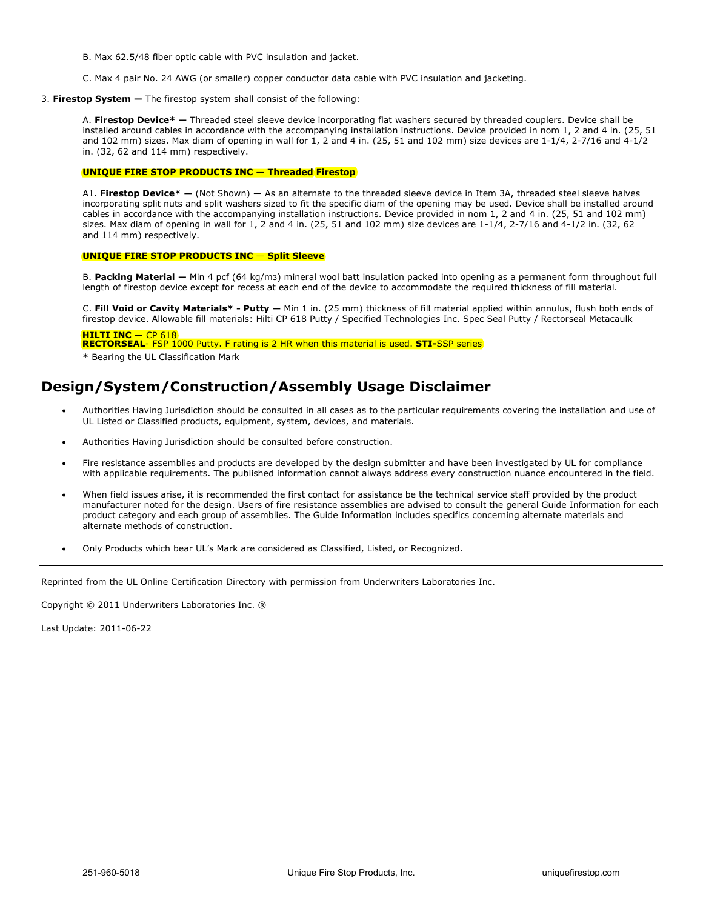B. Max 62.5/48 fiber optic cable with PVC insulation and jacket.

C. Max 4 pair No. 24 AWG (or smaller) copper conductor data cable with PVC insulation and jacketing.

3. **Firestop System —** The firestop system shall consist of the following:

A. **Firestop Device* —** Threaded steel sleeve device incorporating flat washers secured by threaded couplers. Device shall be installed around cables in accordance with the accompanying installation instructions. Device provided in nom 1, 2 and 4 in. (25, 51 and 102 mm) sizes. Max diam of opening in wall for 1, 2 and 4 in. (25, 51 and 102 mm) size devices are 1-1/4, 2-7/16 and 4-1/2 in. (32, 62 and 114 mm) respectively.

**UNIQUE FIRE STOP PRODUCTS INC — Threaded Firestop**

A1. **Firestop Device* —** (Not Shown) — As an alternate to the threaded sleeve device in Item 3A, threaded steel sleeve halves incorporating split nuts and split washers sized to fit the specific diam of the opening may be used. Device shall be installed around cables in accordance with the accompanying installation instructions. Device provided in nom 1, 2 and 4 in. (25, 51 and 102 mm) sizes. Max diam of opening in wall for 1, 2 and 4 in. (25, 51 and 102 mm) size devices are 1-1/4, 2-7/16 and 4-1/2 in. (32, 62 and 114 mm) respectively.

**UNIQUE FIRE STOP PRODUCTS INC — Split Sleeve**

B. **Packing Material —** Min 4 pcf (64 kg/m3) mineral wool batt insulation packed into opening as a permanent form throughout full length of firestop device except for recess at each end of the device to accommodate the required thickness of fill material.

C. **Fill Void or Cavity Materials* - Putty —** Min 1 in. (25 mm) thickness of fill material applied within annulus, flush both ends of firestop device. Allowable fill materials: Hilti CP 618 Putty / Specified Technologies Inc. Spec Seal Putty / Rectorseal Metacaulk

**HILTI INC** — CP 618
**RECTORSEAL**- FSP 1000 Putty. F rating is 2 HR when this material is used. **STI-**SSP series

**\*** Bearing the UL Classification Mark

## Design/System/Construction/Assembly Usage Disclaimer

- Authorities Having Jurisdiction should be consulted in all cases as to the particular requirements covering the installation and use of UL Listed or Classified products, equipment, system, devices, and materials.
- Authorities Having Jurisdiction should be consulted before construction.
- Fire resistance assemblies and products are developed by the design submitter and have been investigated by UL for compliance with applicable requirements. The published information cannot always address every construction nuance encountered in the field.
- When field issues arise, it is recommended the first contact for assistance be the technical service staff provided by the product manufacturer noted for the design. Users of fire resistance assemblies are advised to consult the general Guide Information for each product category and each group of assemblies. The Guide Information includes specifics concerning alternate materials and alternate methods of construction.
- Only Products which bear UL's Mark are considered as Classified, Listed, or Recognized.

---

Reprinted from the UL Online Certification Directory with permission from Underwriters Laboratories Inc.

Copyright © 2011 Underwriters Laboratories Inc. ®

Last Update: 2011-06-22